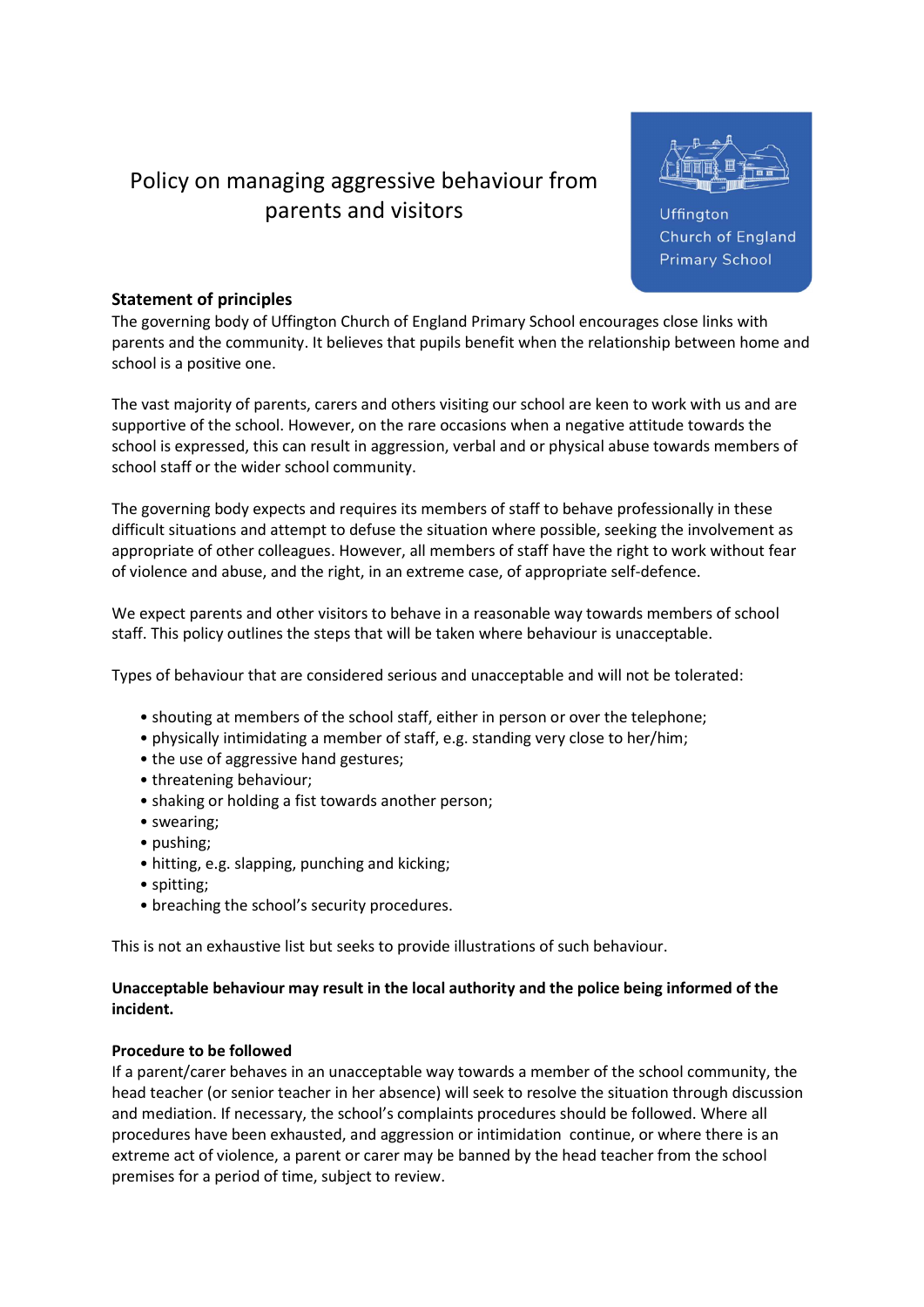# Policy on managing aggressive behaviour from parents and visitors

Uffington Church of England Primary School

**Statement of principles**

The governing body of Uffington Church of England Primary School encourages close links with parents and the community. It believes that pupils benefit when the relationship between home and school is a positive one.

The vast majority of parents, carers and others visiting our school are keen to work with us and are supportive of the school. However, on the rare occasions when a negative attitude towards the school is expressed, this can result in aggression, verbal and or physical abuse towards members of school staff or the wider school community.

The governing body expects and requires its members of staff to behave professionally in these difficult situations and attempt to defuse the situation where possible, seeking the involvement as appropriate of other colleagues. However, all members of staff have the right to work without fear of violence and abuse, and the right, in an extreme case, of appropriate self-defence.

We expect parents and other visitors to behave in a reasonable way towards members of school staff. This policy outlines the steps that will be taken where behaviour is unacceptable.

Types of behaviour that are considered serious and unacceptable and will not be tolerated:

- shouting at members of the school staff, either in person or over the telephone;
- physically intimidating a member of staff, e.g. standing very close to her/him;
- the use of aggressive hand gestures;
- threatening behaviour;
- shaking or holding a fist towards another person;
- swearing;
- pushing;
- hitting, e.g. slapping, punching and kicking;
- spitting;
- breaching the school's security procedures.

This is not an exhaustive list but seeks to provide illustrations of such behaviour.

**Unacceptable behaviour may result in the local authority and the police being informed of the incident.**

**Procedure to be followed**

If a parent/carer behaves in an unacceptable way towards a member of the school community, the head teacher (or senior teacher in her absence) will seek to resolve the situation through discussion and mediation. If necessary, the school's complaints procedures should be followed. Where all procedures have been exhausted, and aggression or intimidation continue, or where there is an extreme act of violence, a parent or carer may be banned by the head teacher from the school premises for a period of time, subject to review.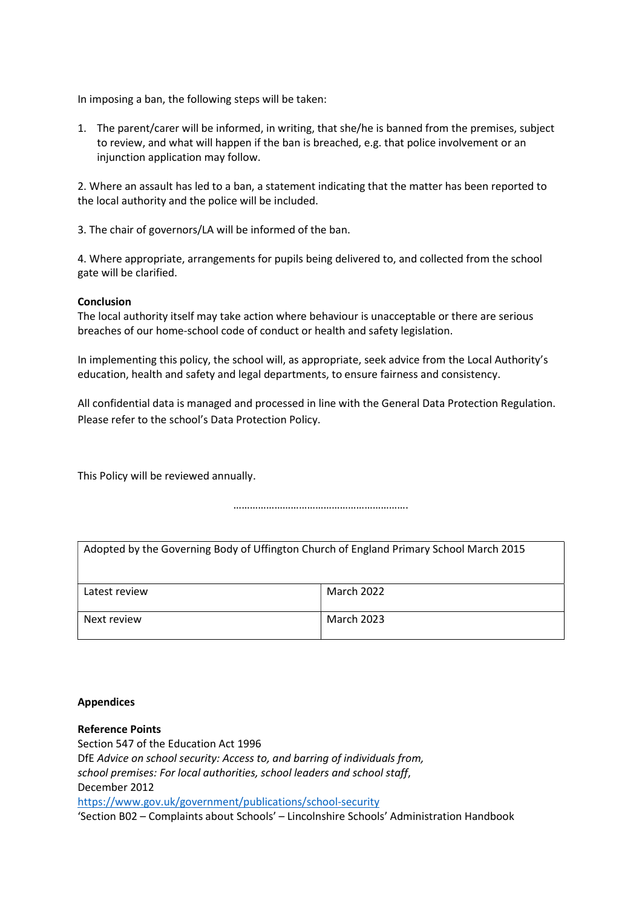In imposing a ban, the following steps will be taken:

1. The parent/carer will be informed, in writing, that she/he is banned from the premises, subject to review, and what will happen if the ban is breached, e.g. that police involvement or an injunction application may follow.

2. Where an assault has led to a ban, a statement indicating that the matter has been reported to the local authority and the police will be included.

3. The chair of governors/LA will be informed of the ban.

4. Where appropriate, arrangements for pupils being delivered to, and collected from the school gate will be clarified.

**Conclusion**

The local authority itself may take action where behaviour is unacceptable or there are serious breaches of our home-school code of conduct or health and safety legislation.

In implementing this policy, the school will, as appropriate, seek advice from the Local Authority's education, health and safety and legal departments, to ensure fairness and consistency.

All confidential data is managed and processed in line with the General Data Protection Regulation. Please refer to the school's Data Protection Policy.

This Policy will be reviewed annually.

……………………………………………………….

| Adopted by the Governing Body of Uffington Church of England Primary School March 2015 | |
|---|---|
| Latest review | March 2022 |
| Next review | March 2023 |

**Appendices**

**Reference Points**

Section 547 of the Education Act 1996

DfE *Advice on school security: Access to, and barring of individuals from, school premises: For local authorities, school leaders and school staff*, December 2012

https://www.gov.uk/government/publications/school-security

'Section B02 – Complaints about Schools' – Lincolnshire Schools' Administration Handbook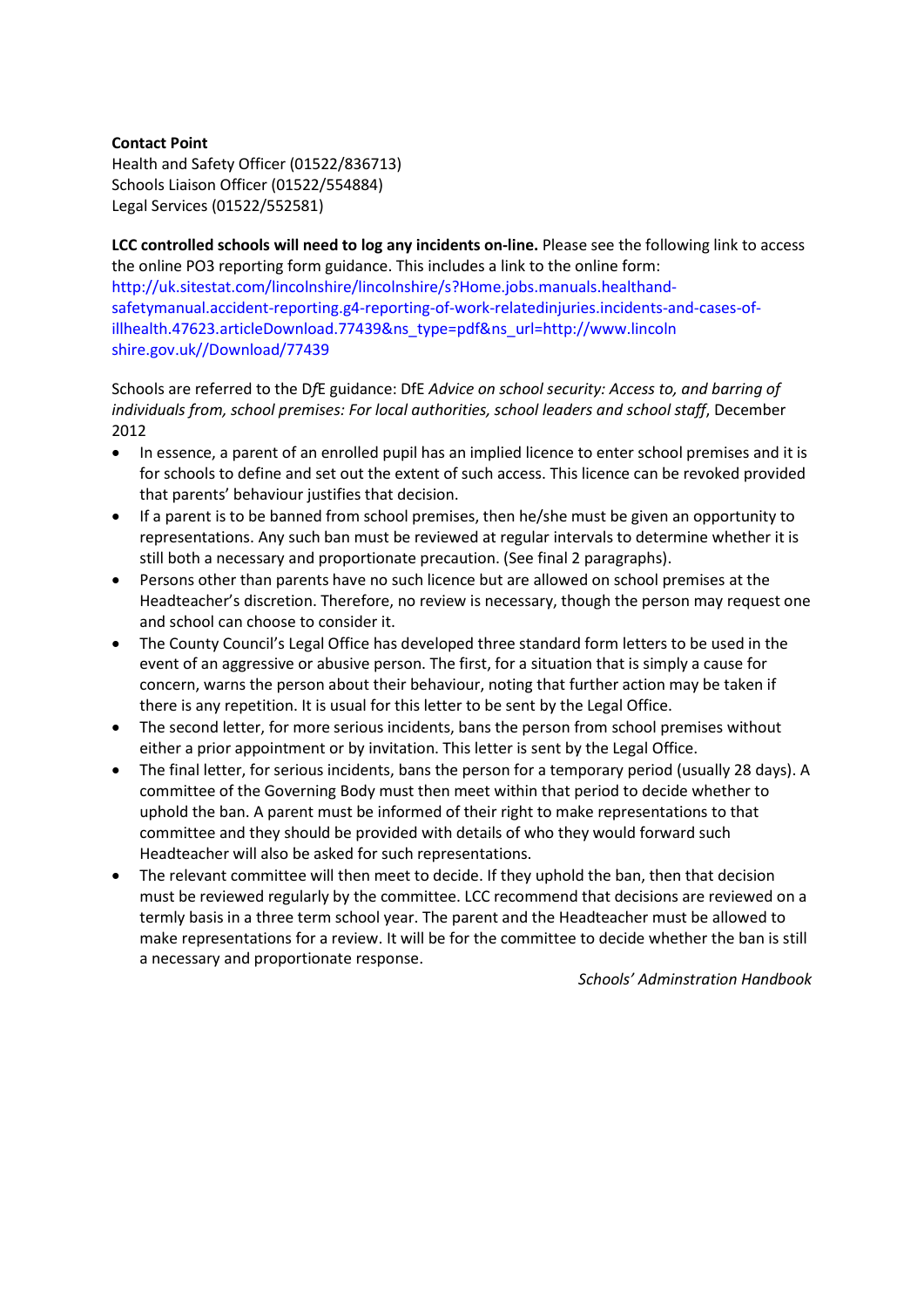**Contact Point**
Health and Safety Officer (01522/836713)
Schools Liaison Officer (01522/554884)
Legal Services (01522/552581)

**LCC controlled schools will need to log any incidents on-line.** Please see the following link to access the online PO3 reporting form guidance. This includes a link to the online form:
http://uk.sitestat.com/lincolnshire/lincolnshire/s?Home.jobs.manuals.healthand-safetymanual.accident-reporting.g4-reporting-of-work-relatedinjuries.incidents-and-cases-of-illhealth.47623.articleDownload.77439&ns_type=pdf&ns_url=http://www.lincolnshire.gov.uk//Download/77439

Schools are referred to the DfE guidance: DfE *Advice on school security: Access to, and barring of individuals from, school premises: For local authorities, school leaders and school staff*, December 2012

- In essence, a parent of an enrolled pupil has an implied licence to enter school premises and it is for schools to define and set out the extent of such access. This licence can be revoked provided that parents' behaviour justifies that decision.
- If a parent is to be banned from school premises, then he/she must be given an opportunity to representations. Any such ban must be reviewed at regular intervals to determine whether it is still both a necessary and proportionate precaution. (See final 2 paragraphs).
- Persons other than parents have no such licence but are allowed on school premises at the Headteacher's discretion. Therefore, no review is necessary, though the person may request one and school can choose to consider it.
- The County Council's Legal Office has developed three standard form letters to be used in the event of an aggressive or abusive person. The first, for a situation that is simply a cause for concern, warns the person about their behaviour, noting that further action may be taken if there is any repetition. It is usual for this letter to be sent by the Legal Office.
- The second letter, for more serious incidents, bans the person from school premises without either a prior appointment or by invitation. This letter is sent by the Legal Office.
- The final letter, for serious incidents, bans the person for a temporary period (usually 28 days). A committee of the Governing Body must then meet within that period to decide whether to uphold the ban. A parent must be informed of their right to make representations to that committee and they should be provided with details of who they would forward such Headteacher will also be asked for such representations.
- The relevant committee will then meet to decide. If they uphold the ban, then that decision must be reviewed regularly by the committee. LCC recommend that decisions are reviewed on a termly basis in a three term school year. The parent and the Headteacher must be allowed to make representations for a review. It will be for the committee to decide whether the ban is still a necessary and proportionate response.

*Schools' Adminstration Handbook*